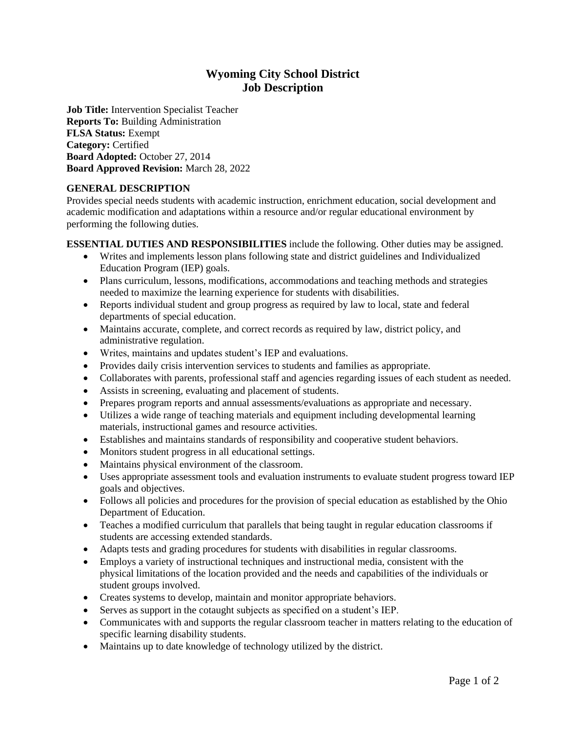# Wyoming City School District
# Job Description

**Job Title:** Intervention Specialist Teacher
**Reports To:** Building Administration
**FLSA Status:** Exempt
**Category:** Certified
**Board Adopted:** October 27, 2014
**Board Approved Revision:** March 28, 2022

## GENERAL DESCRIPTION

Provides special needs students with academic instruction, enrichment education, social development and academic modification and adaptations within a resource and/or regular educational environment by performing the following duties.

**ESSENTIAL DUTIES AND RESPONSIBILITIES** include the following. Other duties may be assigned.

- Writes and implements lesson plans following state and district guidelines and Individualized Education Program (IEP) goals.
- Plans curriculum, lessons, modifications, accommodations and teaching methods and strategies needed to maximize the learning experience for students with disabilities.
- Reports individual student and group progress as required by law to local, state and federal departments of special education.
- Maintains accurate, complete, and correct records as required by law, district policy, and administrative regulation.
- Writes, maintains and updates student's IEP and evaluations.
- Provides daily crisis intervention services to students and families as appropriate.
- Collaborates with parents, professional staff and agencies regarding issues of each student as needed.
- Assists in screening, evaluating and placement of students.
- Prepares program reports and annual assessments/evaluations as appropriate and necessary.
- Utilizes a wide range of teaching materials and equipment including developmental learning materials, instructional games and resource activities.
- Establishes and maintains standards of responsibility and cooperative student behaviors.
- Monitors student progress in all educational settings.
- Maintains physical environment of the classroom.
- Uses appropriate assessment tools and evaluation instruments to evaluate student progress toward IEP goals and objectives.
- Follows all policies and procedures for the provision of special education as established by the Ohio Department of Education.
- Teaches a modified curriculum that parallels that being taught in regular education classrooms if students are accessing extended standards.
- Adapts tests and grading procedures for students with disabilities in regular classrooms.
- Employs a variety of instructional techniques and instructional media, consistent with the physical limitations of the location provided and the needs and capabilities of the individuals or student groups involved.
- Creates systems to develop, maintain and monitor appropriate behaviors.
- Serves as support in the cotaught subjects as specified on a student's IEP.
- Communicates with and supports the regular classroom teacher in matters relating to the education of specific learning disability students.
- Maintains up to date knowledge of technology utilized by the district.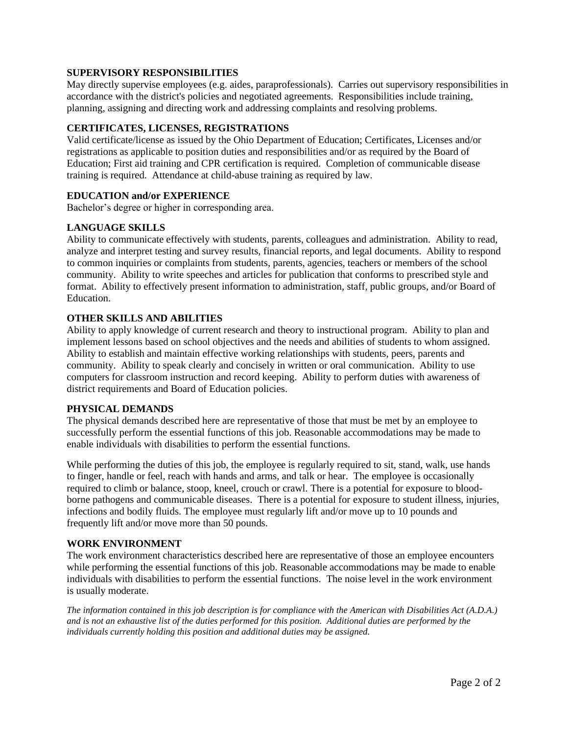## SUPERVISORY RESPONSIBILITIES

May directly supervise employees (e.g. aides, paraprofessionals). Carries out supervisory responsibilities in accordance with the district's policies and negotiated agreements. Responsibilities include training, planning, assigning and directing work and addressing complaints and resolving problems.

## CERTIFICATES, LICENSES, REGISTRATIONS

Valid certificate/license as issued by the Ohio Department of Education; Certificates, Licenses and/or registrations as applicable to position duties and responsibilities and/or as required by the Board of Education; First aid training and CPR certification is required. Completion of communicable disease training is required. Attendance at child-abuse training as required by law.

## EDUCATION and/or EXPERIENCE

Bachelor's degree or higher in corresponding area.

## LANGUAGE SKILLS

Ability to communicate effectively with students, parents, colleagues and administration. Ability to read, analyze and interpret testing and survey results, financial reports, and legal documents. Ability to respond to common inquiries or complaints from students, parents, agencies, teachers or members of the school community. Ability to write speeches and articles for publication that conforms to prescribed style and format. Ability to effectively present information to administration, staff, public groups, and/or Board of Education.

## OTHER SKILLS AND ABILITIES

Ability to apply knowledge of current research and theory to instructional program. Ability to plan and implement lessons based on school objectives and the needs and abilities of students to whom assigned. Ability to establish and maintain effective working relationships with students, peers, parents and community. Ability to speak clearly and concisely in written or oral communication. Ability to use computers for classroom instruction and record keeping. Ability to perform duties with awareness of district requirements and Board of Education policies.

## PHYSICAL DEMANDS

The physical demands described here are representative of those that must be met by an employee to successfully perform the essential functions of this job. Reasonable accommodations may be made to enable individuals with disabilities to perform the essential functions.

While performing the duties of this job, the employee is regularly required to sit, stand, walk, use hands to finger, handle or feel, reach with hands and arms, and talk or hear. The employee is occasionally required to climb or balance, stoop, kneel, crouch or crawl. There is a potential for exposure to blood-borne pathogens and communicable diseases. There is a potential for exposure to student illness, injuries, infections and bodily fluids. The employee must regularly lift and/or move up to 10 pounds and frequently lift and/or move more than 50 pounds.

## WORK ENVIRONMENT

The work environment characteristics described here are representative of those an employee encounters while performing the essential functions of this job. Reasonable accommodations may be made to enable individuals with disabilities to perform the essential functions. The noise level in the work environment is usually moderate.

*The information contained in this job description is for compliance with the American with Disabilities Act (A.D.A.) and is not an exhaustive list of the duties performed for this position. Additional duties are performed by the individuals currently holding this position and additional duties may be assigned.*